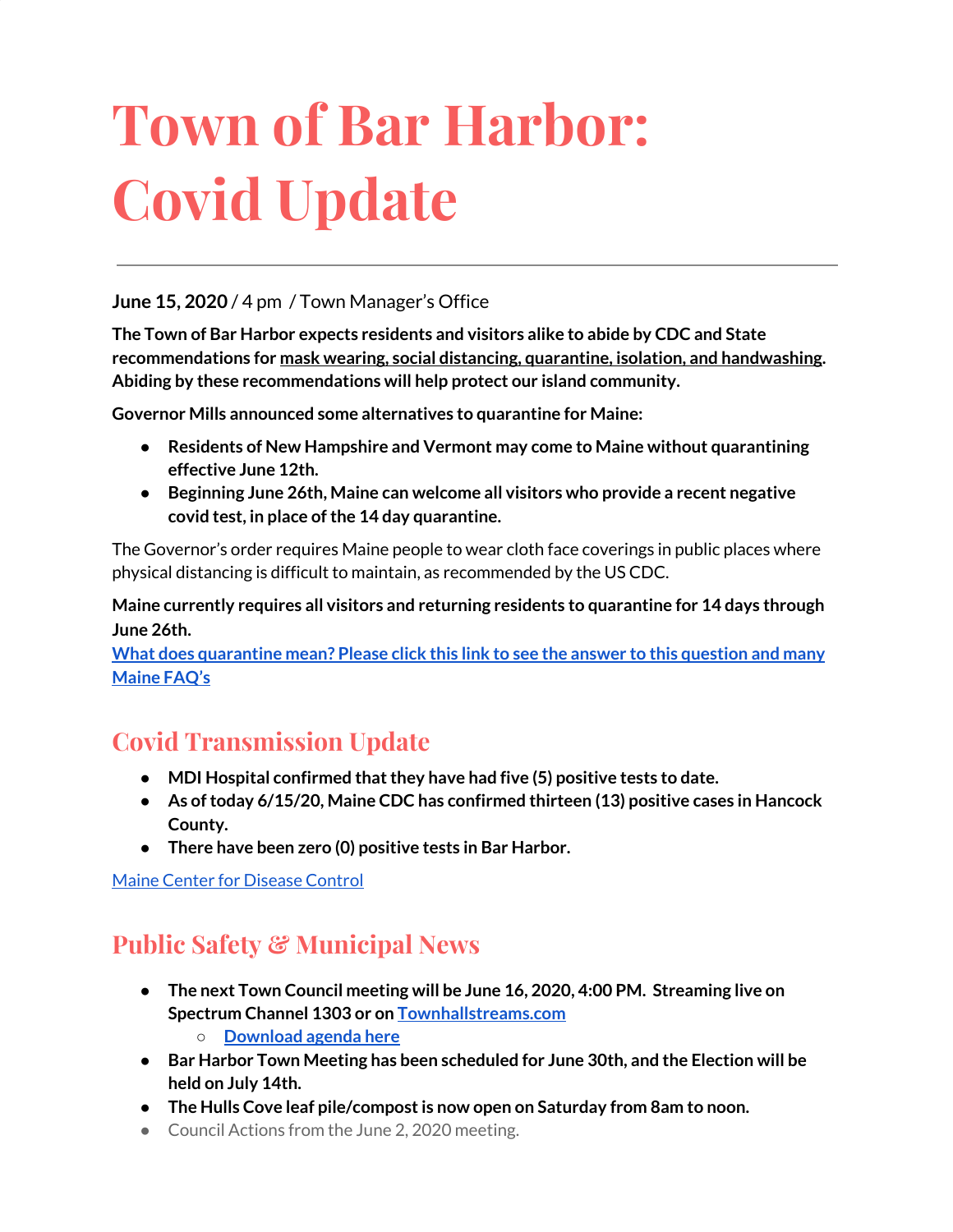# Town of Bar Harbor: Covid Update

**June 15, 2020** / 4 pm / Town Manager's Office

**The Town of Bar Harbor expects residents and visitors alike to abide by CDC and State recommendations for mask wearing, social distancing, quarantine, isolation, and handwashing. Abiding by these recommendations will help protect our island community.**

**Governor Mills announced some alternatives to quarantine for Maine:**

- **Residents of New Hampshire and Vermont may come to Maine without quarantining effective June 12th.**
- **Beginning June 26th, Maine can welcome all visitors who provide a recent negative covid test, in place of the 14 day quarantine.**

The Governor's order requires Maine people to wear cloth face coverings in public places where physical distancing is difficult to maintain, as recommended by the US CDC.

**Maine currently requires all visitors and returning residents to quarantine for 14 days through June 26th.**
**What does quarantine mean? Please click this link to see the answer to this question and many Maine FAQ's**

## Covid Transmission Update

- **MDI Hospital confirmed that they have had five (5) positive tests to date.**
- **As of today 6/15/20, Maine CDC has confirmed thirteen (13) positive cases in Hancock County.**
- **There have been zero (0) positive tests in Bar Harbor.**

Maine Center for Disease Control

## Public Safety & Municipal News

- **The next Town Council meeting will be June 16, 2020, 4:00 PM. Streaming live on Spectrum Channel 1303 or on Townhallstreams.com**
  - **Download agenda here**
- **Bar Harbor Town Meeting has been scheduled for June 30th, and the Election will be held on July 14th.**
- **The Hulls Cove leaf pile/compost is now open on Saturday from 8am to noon.**
- Council Actions from the June 2, 2020 meeting.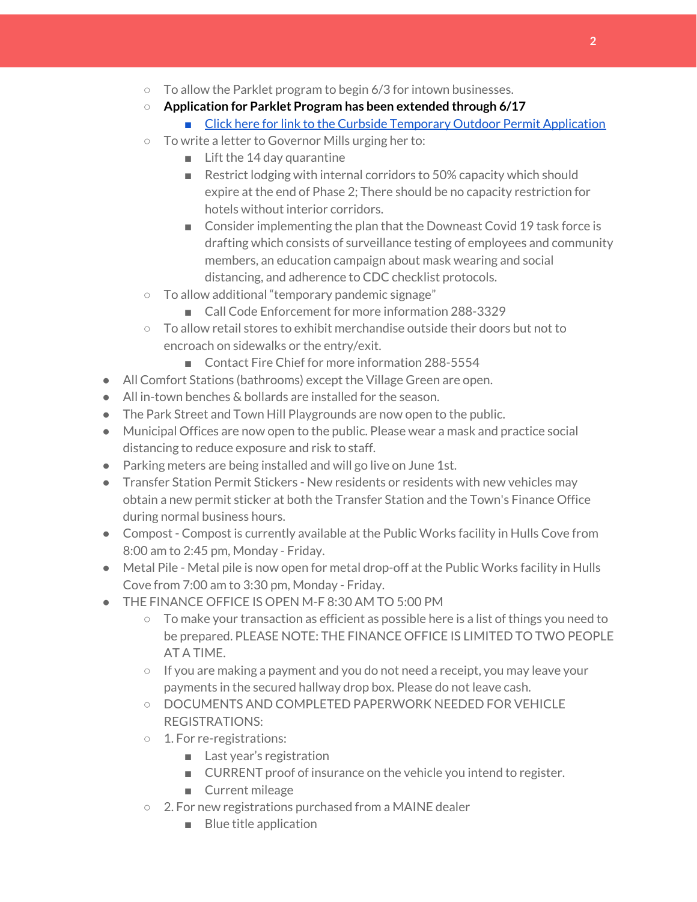- To allow the Parklet program to begin 6/3 for intown businesses.
    - **Application for Parklet Program has been extended through 6/17**
        - [Click here for link to the Curbside Temporary Outdoor Permit Application]()
    - To write a letter to Governor Mills urging her to:
        - Lift the 14 day quarantine
        - Restrict lodging with internal corridors to 50% capacity which should expire at the end of Phase 2; There should be no capacity restriction for hotels without interior corridors.
        - Consider implementing the plan that the Downeast Covid 19 task force is drafting which consists of surveillance testing of employees and community members, an education campaign about mask wearing and social distancing, and adherence to CDC checklist protocols.
    - To allow additional "temporary pandemic signage"
        - Call Code Enforcement for more information 288-3329
    - To allow retail stores to exhibit merchandise outside their doors but not to encroach on sidewalks or the entry/exit.
        - Contact Fire Chief for more information 288-5554
- All Comfort Stations (bathrooms) except the Village Green are open.
- All in-town benches & bollards are installed for the season.
- The Park Street and Town Hill Playgrounds are now open to the public.
- Municipal Offices are now open to the public. Please wear a mask and practice social distancing to reduce exposure and risk to staff.
- Parking meters are being installed and will go live on June 1st.
- Transfer Station Permit Stickers - New residents or residents with new vehicles may obtain a new permit sticker at both the Transfer Station and the Town's Finance Office during normal business hours.
- Compost - Compost is currently available at the Public Works facility in Hulls Cove from 8:00 am to 2:45 pm, Monday - Friday.
- Metal Pile - Metal pile is now open for metal drop-off at the Public Works facility in Hulls Cove from 7:00 am to 3:30 pm, Monday - Friday.
- THE FINANCE OFFICE IS OPEN M-F 8:30 AM TO 5:00 PM
    - To make your transaction as efficient as possible here is a list of things you need to be prepared. PLEASE NOTE: THE FINANCE OFFICE IS LIMITED TO TWO PEOPLE AT A TIME.
    - If you are making a payment and you do not need a receipt, you may leave your payments in the secured hallway drop box. Please do not leave cash.
    - DOCUMENTS AND COMPLETED PAPERWORK NEEDED FOR VEHICLE REGISTRATIONS:
    - 1. For re-registrations:
        - Last year's registration
        - CURRENT proof of insurance on the vehicle you intend to register.
        - Current mileage
    - 2. For new registrations purchased from a MAINE dealer
        - Blue title application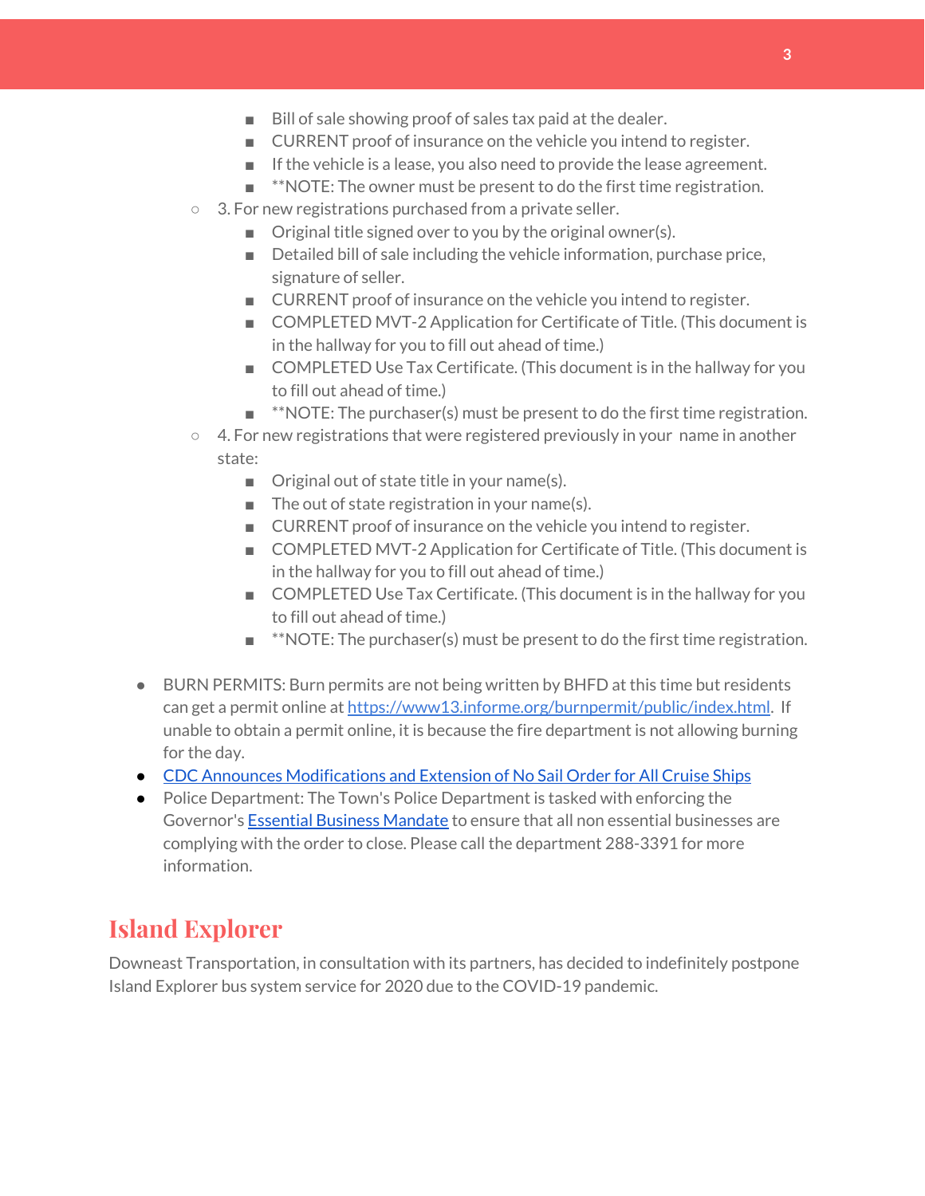- Bill of sale showing proof of sales tax paid at the dealer.
        - CURRENT proof of insurance on the vehicle you intend to register.
        - If the vehicle is a lease, you also need to provide the lease agreement.
        - **NOTE: The owner must be present to do the first time registration.
    - 3. For new registrations purchased from a private seller.
        - Original title signed over to you by the original owner(s).
        - Detailed bill of sale including the vehicle information, purchase price, signature of seller.
        - CURRENT proof of insurance on the vehicle you intend to register.
        - COMPLETED MVT-2 Application for Certificate of Title. (This document is in the hallway for you to fill out ahead of time.)
        - COMPLETED Use Tax Certificate. (This document is in the hallway for you to fill out ahead of time.)
        - **NOTE: The purchaser(s) must be present to do the first time registration.
    - 4. For new registrations that were registered previously in your name in another state:
        - Original out of state title in your name(s).
        - The out of state registration in your name(s).
        - CURRENT proof of insurance on the vehicle you intend to register.
        - COMPLETED MVT-2 Application for Certificate of Title. (This document is in the hallway for you to fill out ahead of time.)
        - COMPLETED Use Tax Certificate. (This document is in the hallway for you to fill out ahead of time.)
        - **NOTE: The purchaser(s) must be present to do the first time registration.

- BURN PERMITS: Burn permits are not being written by BHFD at this time but residents can get a permit online at https://www13.informe.org/burnpermit/public/index.html. If unable to obtain a permit online, it is because the fire department is not allowing burning for the day.
- CDC Announces Modifications and Extension of No Sail Order for All Cruise Ships
- Police Department: The Town's Police Department is tasked with enforcing the Governor's Essential Business Mandate to ensure that all non essential businesses are complying with the order to close. Please call the department 288-3391 for more information.

## Island Explorer

Downeast Transportation, in consultation with its partners, has decided to indefinitely postpone Island Explorer bus system service for 2020 due to the COVID-19 pandemic.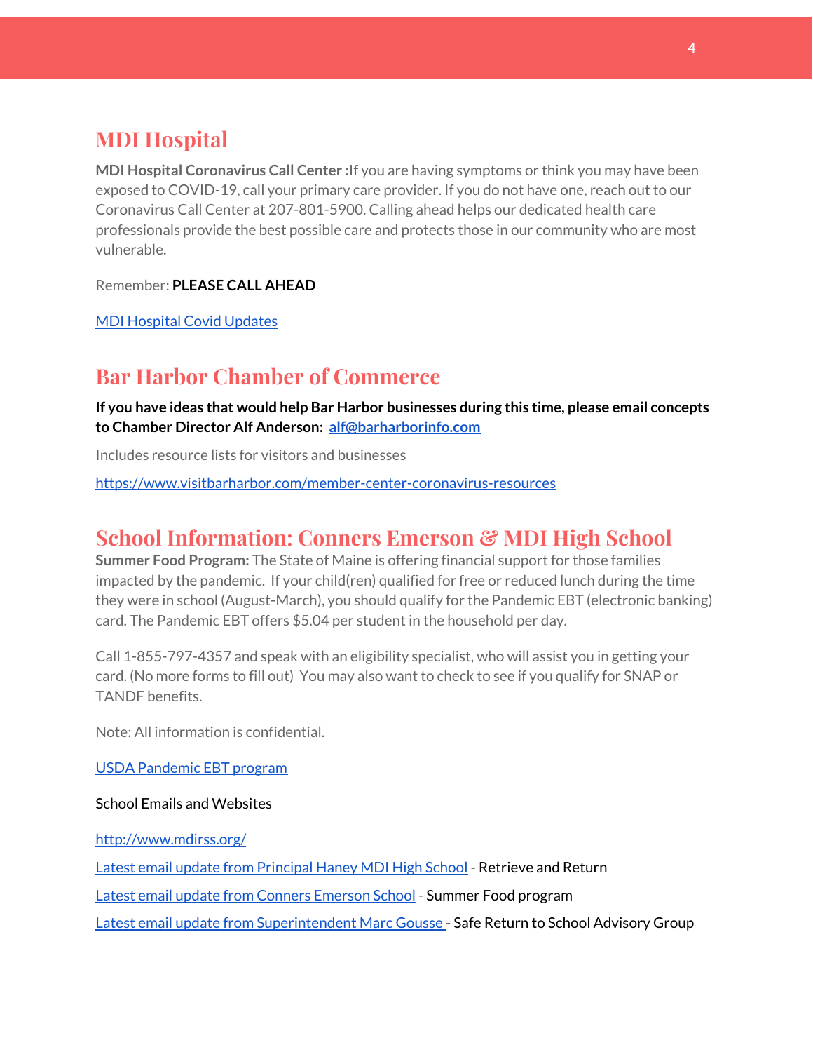## MDI Hospital

**MDI Hospital Coronavirus Call Center :**If you are having symptoms or think you may have been exposed to COVID-19, call your primary care provider. If you do not have one, reach out to our Coronavirus Call Center at 207-801-5900. Calling ahead helps our dedicated health care professionals provide the best possible care and protects those in our community who are most vulnerable.

Remember: **PLEASE CALL AHEAD**

MDI Hospital Covid Updates

## Bar Harbor Chamber of Commerce

**If you have ideas that would help Bar Harbor businesses during this time, please email concepts to Chamber Director Alf Anderson: alf@barharborinfo.com**

Includes resource lists for visitors and businesses

https://www.visitbarharbor.com/member-center-coronavirus-resources

## School Information: Conners Emerson & MDI High School

**Summer Food Program:** The State of Maine is offering financial support for those families impacted by the pandemic. If your child(ren) qualified for free or reduced lunch during the time they were in school (August-March), you should qualify for the Pandemic EBT (electronic banking) card. The Pandemic EBT offers $5.04 per student in the household per day.

Call 1-855-797-4357 and speak with an eligibility specialist, who will assist you in getting your card. (No more forms to fill out) You may also want to check to see if you qualify for SNAP or TANDF benefits.

Note: All information is confidential.

USDA Pandemic EBT program

School Emails and Websites

http://www.mdirss.org/

Latest email update from Principal Haney MDI High School - Retrieve and Return

Latest email update from Conners Emerson School - Summer Food program

Latest email update from Superintendent Marc Gousse - Safe Return to School Advisory Group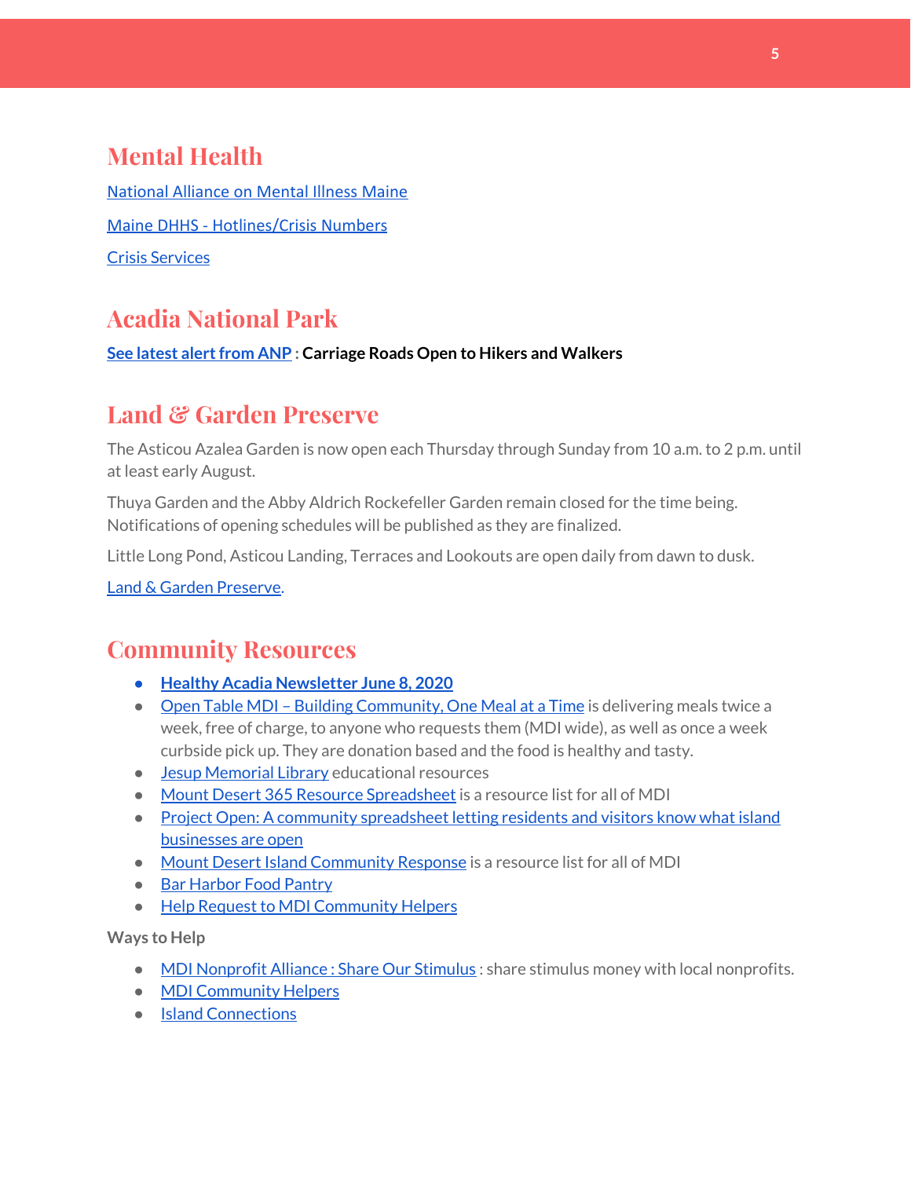## Mental Health

National Alliance on Mental Illness Maine

Maine DHHS - Hotlines/Crisis Numbers

Crisis Services

## Acadia National Park

See latest alert from ANP : **Carriage Roads Open to Hikers and Walkers**

## Land & Garden Preserve

The Asticou Azalea Garden is now open each Thursday through Sunday from 10 a.m. to 2 p.m. until at least early August.

Thuya Garden and the Abby Aldrich Rockefeller Garden remain closed for the time being. Notifications of opening schedules will be published as they are finalized.

Little Long Pond, Asticou Landing, Terraces and Lookouts are open daily from dawn to dusk.

Land & Garden Preserve.

## Community Resources

- **Healthy Acadia Newsletter June 8, 2020**
- Open Table MDI – Building Community, One Meal at a Time is delivering meals twice a week, free of charge, to anyone who requests them (MDI wide), as well as once a week curbside pick up. They are donation based and the food is healthy and tasty.
- Jesup Memorial Library educational resources
- Mount Desert 365 Resource Spreadsheet is a resource list for all of MDI
- Project Open: A community spreadsheet letting residents and visitors know what island businesses are open
- Mount Desert Island Community Response is a resource list for all of MDI
- Bar Harbor Food Pantry
- Help Request to MDI Community Helpers

**Ways to Help**

- MDI Nonprofit Alliance : Share Our Stimulus : share stimulus money with local nonprofits.
- MDI Community Helpers
- Island Connections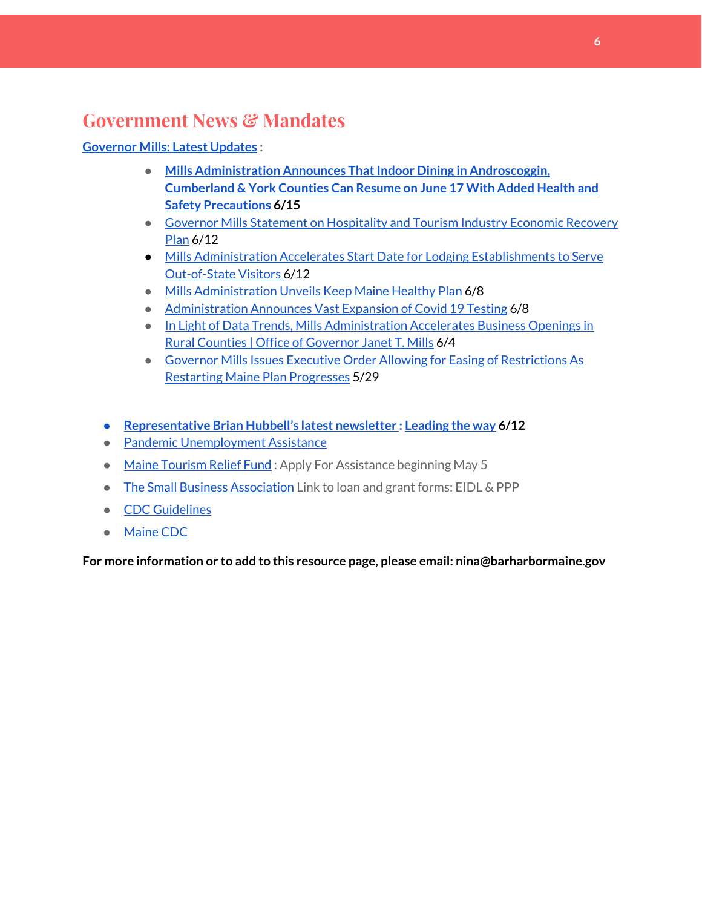## Government News & Mandates

**Governor Mills: Latest Updates :**

- **Mills Administration Announces That Indoor Dining in Androscoggin, Cumberland & York Counties Can Resume on June 17 With Added Health and Safety Precautions 6/15**
- Governor Mills Statement on Hospitality and Tourism Industry Economic Recovery Plan 6/12
- Mills Administration Accelerates Start Date for Lodging Establishments to Serve Out-of-State Visitors 6/12
- Mills Administration Unveils Keep Maine Healthy Plan 6/8
- Administration Announces Vast Expansion of Covid 19 Testing 6/8
- In Light of Data Trends, Mills Administration Accelerates Business Openings in Rural Counties | Office of Governor Janet T. Mills 6/4
- Governor Mills Issues Executive Order Allowing for Easing of Restrictions As Restarting Maine Plan Progresses 5/29

- **Representative Brian Hubbell's latest newsletter : Leading the way 6/12**
- Pandemic Unemployment Assistance
- Maine Tourism Relief Fund : Apply For Assistance beginning May 5
- The Small Business Association Link to loan and grant forms: EIDL & PPP
- CDC Guidelines
- Maine CDC

**For more information or to add to this resource page, please email: nina@barharbormaine.gov**